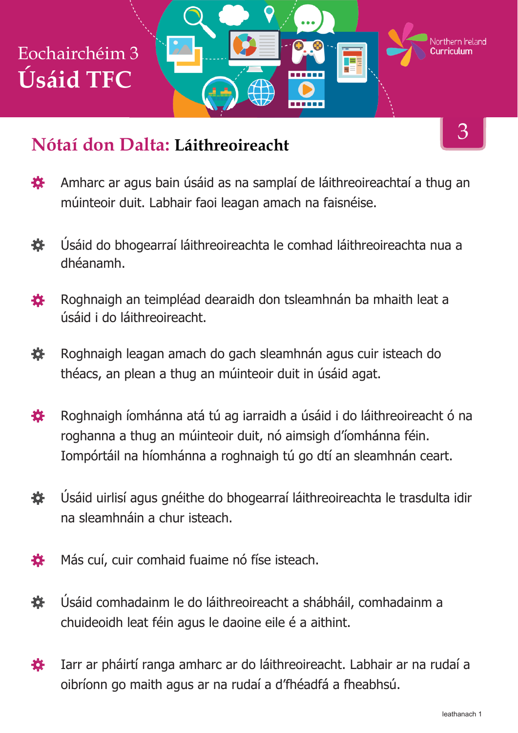# Eochairchéim 3
# Úsáid TFC

Northern Ireland Curriculum

3

## Nótaí don Dalta: Láithreoireacht

- Amharc ar agus bain úsáid as na samplaí de láithreoireachtaí a thug an múinteoir duit. Labhair faoi leagan amach na faisnéise.
- Úsáid do bhogearraí láithreoireachta le comhad láithreoireachta nua a dhéanamh.
- Roghnaigh an teimpléad dearaidh don tsleamhnán ba mhaith leat a úsáid i do láithreoireacht.
- Roghnaigh leagan amach do gach sleamhnán agus cuir isteach do théacs, an plean a thug an múinteoir duit in úsáid agat.
- Roghnaigh íomhánna atá tú ag iarraidh a úsáid i do láithreoireacht ó na roghanna a thug an múinteoir duit, nó aimsigh d'íomhánna féin. Iompórtáil na híomhánna a roghnaigh tú go dtí an sleamhnán ceart.
- Úsáid uirlisí agus gnéithe do bhogearraí láithreoireachta le trasdulta idir na sleamhnáin a chur isteach.
- Más cuí, cuir comhaid fuaime nó físe isteach.
- Úsáid comhadainm le do láithreoireacht a shábháil, comhadainm a chuideoidh leat féin agus le daoine eile é a aithint.
- Iarr ar pháirtí ranga amharc ar do láithreoireacht. Labhair ar na rudaí a oibríonn go maith agus ar na rudaí a d'fhéadfá a fheabhsú.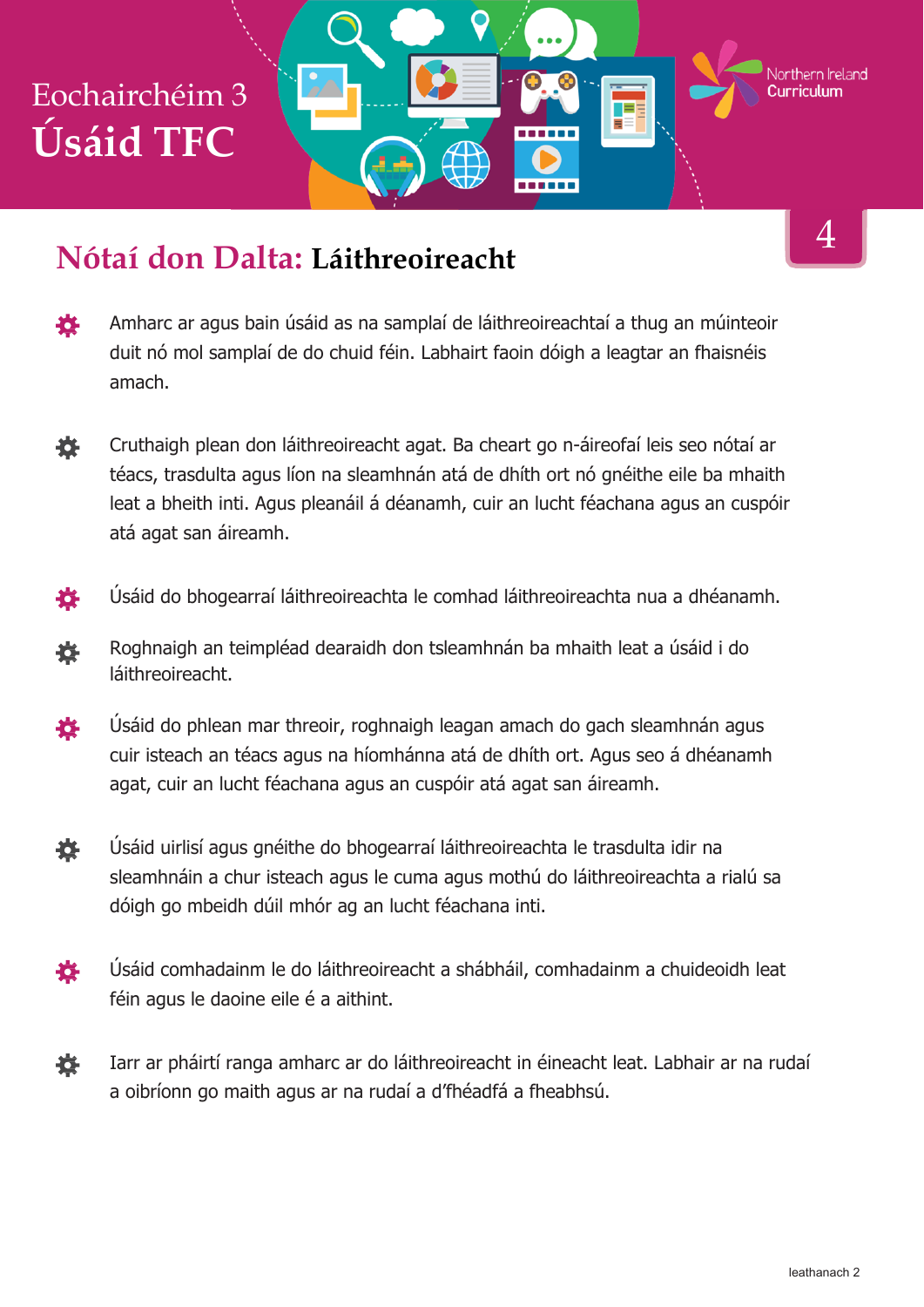# Eochairchéim 3

# Úsáid TFC

Northern Ireland Curriculum

4

## Nótaí don Dalta: Láithreoireacht

- Amharc ar agus bain úsáid as na samplaí de láithreoireachtaí a thug an múinteoir duit nó mol samplaí de do chuid féin. Labhairt faoin dóigh a leagtar an fhaisnéis amach.

- Cruthaigh plean don láithreoireacht agat. Ba cheart go n-áireofaí leis seo nótaí ar téacs, trasdulta agus líon na sleamhnán atá de dhíth ort nó gnéithe eile ba mhaith leat a bheith inti. Agus pleanáil á déanamh, cuir an lucht féachana agus an cuspóir atá agat san áireamh.

- Úsáid do bhogearraí láithreoireachta le comhad láithreoireachta nua a dhéanamh.

- Roghnaigh an teimpléad dearaidh don tsleamhnán ba mhaith leat a úsáid i do láithreoireacht.

- Úsáid do phlean mar threoir, roghnaigh leagan amach do gach sleamhnán agus cuir isteach an téacs agus na híomhánna atá de dhíth ort. Agus seo á dhéanamh agat, cuir an lucht féachana agus an cuspóir atá agat san áireamh.

- Úsáid uirlisí agus gnéithe do bhogearraí láithreoireachta le trasdulta idir na sleamhnáin a chur isteach agus le cuma agus mothú do láithreoireachta a rialú sa dóigh go mbeidh dúil mhór ag an lucht féachana inti.

- Úsáid comhadainm le do láithreoireacht a shábháil, comhadainm a chuideoidh leat féin agus le daoine eile é a aithint.

- Iarr ar pháirtí ranga amharc ar do láithreoireacht in éineacht leat. Labhair ar na rudaí a oibríonn go maith agus ar na rudaí a d'fhéadfá a fheabhsú.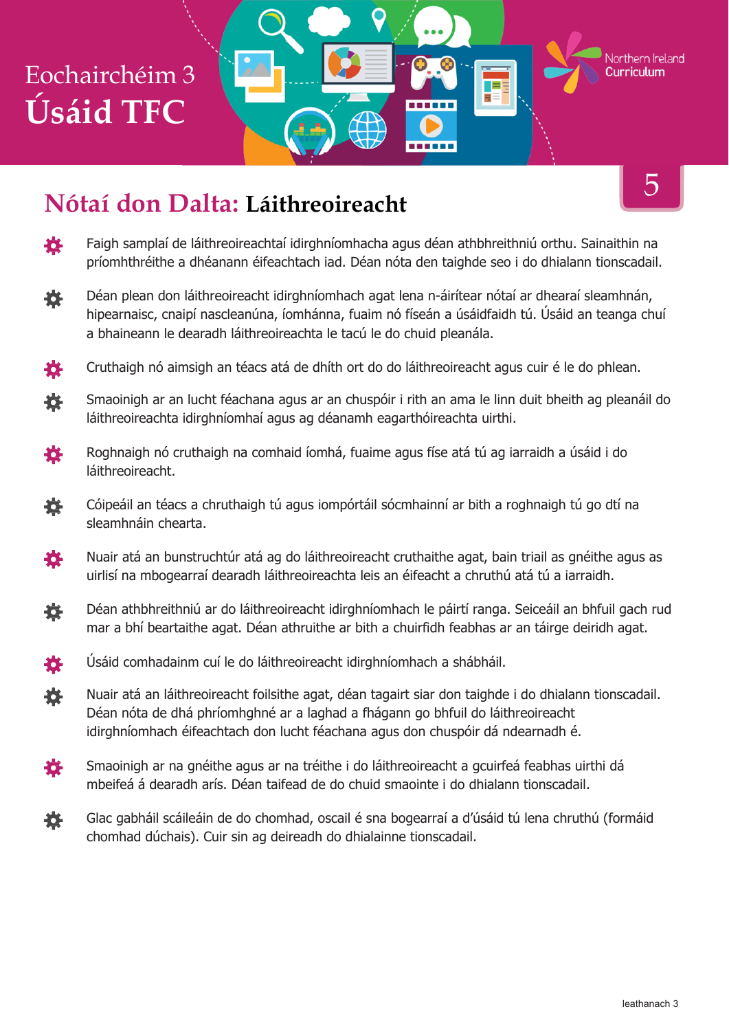# Eochairchéim 3
# Úsáid TFC

## Nótaí don Dalta: Láithreoireacht

- Faigh samplaí de láithreoireachtaí idirghníomhacha agus déan athbhreithniú orthu. Sainaithin na príomhthréithe a dhéanann éifeachtach iad. Déan nóta den taighde seo i do dhialann tionscadail.
- Déan plean don láithreoireacht idirghníomhach agat lena n-áirítear nótaí ar dhearaí sleamhnán, hipearnaisc, cnaipí nascleanúna, íomhánna, fuaim nó físeán a úsáidfaidh tú. Úsáid an teanga chuí a bhaineann le dearadh láithreoireachta le tacú le do chuid pleanála.
- Cruthaigh nó aimsigh an téacs atá de dhíth ort do do láithreoireacht agus cuir é le do phlean.
- Smaoinigh ar an lucht féachana agus ar an chuspóir i rith an ama le linn duit bheith ag pleanáil do láithreoireachta idirghníomhaí agus ag déanamh eagarthóireachta uirthi.
- Roghnaigh nó cruthaigh na comhaid íomhá, fuaime agus físe atá tú ag iarraidh a úsáid i do láithreoireacht.
- Cóipeáil an téacs a chruthaigh tú agus iompórtáil sócmhainní ar bith a roghnaigh tú go dtí na sleamhnáin chearta.
- Nuair atá an bunstruchtúr atá ag do láithreoireacht cruthaithe agat, bain triail as gnéithe agus as uirlisí na mbogearraí dearadh láithreoireachta leis an éifeacht a chruthú atá tú a iarraidh.
- Déan athbhreithniú ar do láithreoireacht idirghníomhach le páirtí ranga. Seiceáil an bhfuil gach rud mar a bhí beartaithe agat. Déan athruithe ar bith a chuirfidh feabhas ar an táirge deiridh agat.
- Úsáid comhadainm cuí le do láithreoireacht idirghníomhach a shábháil.
- Nuair atá an láithreoireacht foilsithe agat, déan tagairt siar don taighde i do dhialann tionscadail. Déan nóta de dhá phríomhghné ar a laghad a fhágann go bhfuil do láithreoireacht idirghníomhach éifeachtach don lucht féachana agus don chuspóir dá ndearnadh é.
- Smaoinigh ar na gnéithe agus ar na tréithe i do láithreoireacht a gcuirfeá feabhas uirthi dá mbeifeá á dearadh arís. Déan taifead de do chuid smaointe i do dhialann tionscadail.
- Glac gabháil scáileáin de do chomhad, oscail é sna bogearraí a d'úsáid tú lena chruthú (formáid chomhad dúchais). Cuir sin ag deireadh do dhialainne tionscadail.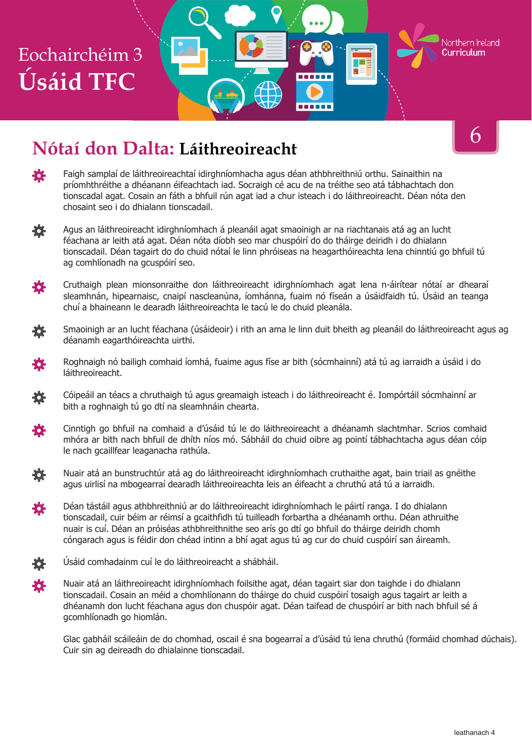Eochairchéim 3

# Úsáid TFC

Northern Ireland Curriculum

6

## Nótaí don Dalta: Láithreoireacht

- Faigh samplaí de láithreoireachtaí idirghníomhacha agus déan athbhreithniú orthu. Sainaithin na príomhthréithe a dhéanann éifeachtach iad. Socraigh cé acu de na tréithe seo atá tábhachtach don tionscadal agat. Cosain an fáth a bhfuil rún agat iad a chur isteach i do láithreoireacht. Déan nóta den chosaint seo i do dhialann tionscadail.
- Agus an láithreoireacht idirghníomhach á pleanáil agat smaoinigh ar na riachtanais atá ag an lucht féachana ar leith atá agat. Déan nóta díobh seo mar chuspóirí do do tháirge deiridh i do dhialann tionscadail. Déan tagairt do do chuid nótaí le linn phróiseas na heagarthóireachta lena chinntiú go bhfuil tú ag comhlíonadh na gcuspóirí seo.
- Cruthaigh plean mionsonraithe don láithreoireacht idirghníomhach agat lena n-áirítear nótaí ar dhearaí sleamhnán, hipearnaisc, cnaipí nascleanúna, íomhánna, fuaim nó físeán a úsáidfaidh tú. Úsáid an teanga chuí a bhaineann le dearadh láithreoireachta le tacú le do chuid pleanála.
- Smaoinigh ar an lucht féachana (úsáideoir) i rith an ama le linn duit bheith ag pleanáil do láithreoireacht agus ag déanamh eagarthóireachta uirthi.
- Roghnaigh nó bailigh comhaid íomhá, fuaime agus físe ar bith (sócmhainní) atá tú ag iarraidh a úsáid i do láithreoireacht.
- Cóipeáil an téacs a chruthaigh tú agus greamaigh isteach i do láithreoireacht é. Iompórtáil sócmhainní ar bith a roghnaigh tú go dtí na sleamhnáin chearta.
- Cinntigh go bhfuil na comhaid a d'úsáid tú le do láithreoireacht a dhéanamh slachtmhar. Scrios comhaid mhóra ar bith nach bhfuil de dhíth níos mó. Sábháil do chuid oibre ag pointí tábhachtacha agus déan cóip le nach gcaillfear leaganacha rathúla.
- Nuair atá an bunstruchtúr atá ag do láithreoireacht idirghníomhach cruthaithe agat, bain triail as gnéithe agus uirlisí na mbogearraí dearadh láithreoireachta leis an éifeacht a chruthú atá tú a iarraidh.
- Déan tástáil agus athbhreithniú ar do láithreoireacht idirghníomhach le páirtí ranga. I do dhialann tionscadail, cuir béim ar réimsí a gcaithfidh tú tuilleadh forbartha a dhéanamh orthu. Déan athruithe nuair is cuí. Déan an próiséas athbhreithnithe seo arís go dtí go bhfuil do tháirge deiridh chomh cóngarach agus is féidir don chéad intinn a bhí agat agus tú ag cur do chuid cuspóirí san áireamh.
- Úsáid comhadainm cuí le do láithreoireacht a shábháil.
- Nuair atá an láithreoireacht idirghníomhach foilsithe agat, déan tagairt siar don taighde i do dhialann tionscadail. Cosain an méid a chomhlíonann do tháirge do chuid cuspóirí tosaigh agus tagairt ar leith a dhéanamh don lucht féachana agus don chuspóir agat. Déan taifead de chuspóirí ar bith nach bhfuil sé á gcomhlíonadh go hiomlán.

  Glac gabháil scáileáin de do chomhad, oscail é sna bogearraí a d'úsáid tú lena chruthú (formáid chomhad dúchais). Cuir sin ag deireadh do dhialainne tionscadail.